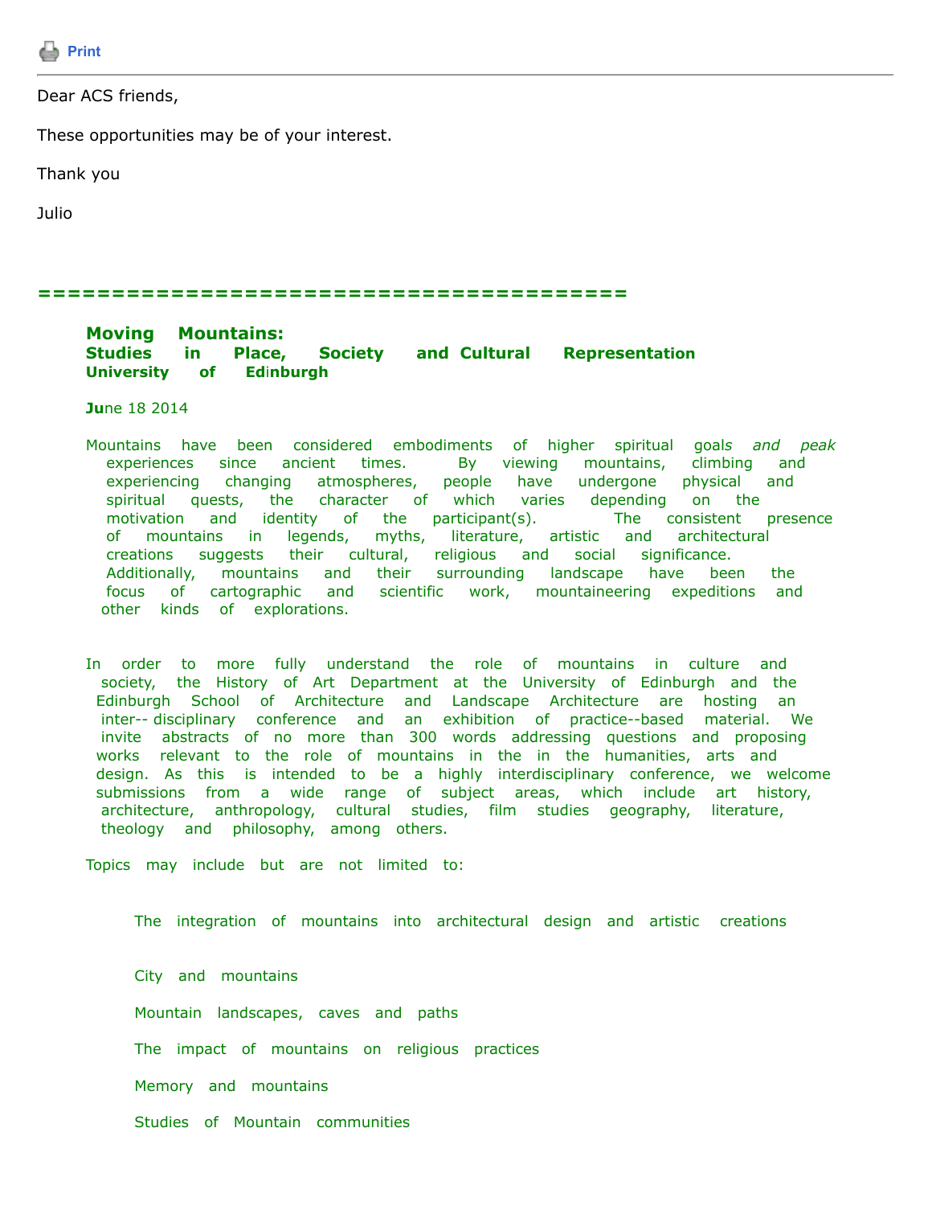Print

Dear ACS friends,

These opportunities may be of your interest.

Thank you

Julio

==========================================

**Moving Mountains:**
**Studies in Place, Society and Cultural Representation**
**University of Edinburgh**

June 18 2014

Mountains have been considered embodiments of higher spiritual goals *and peak* experiences since ancient times. By viewing mountains, climbing and experiencing changing atmospheres, people have undergone physical and spiritual quests, the character of which varies depending on the motivation and identity of the participant(s). The consistent presence of mountains in legends, myths, literature, artistic and architectural creations suggests their cultural, religious and social significance. Additionally, mountains and their surrounding landscape have been the focus of cartographic and scientific work, mountaineering expeditions and other kinds of explorations.

In order to more fully understand the role of mountains in culture and society, the History of Art Department at the University of Edinburgh and the Edinburgh School of Architecture and Landscape Architecture are hosting an inter-- disciplinary conference and an exhibition of practice--based material. We invite abstracts of no more than 300 words addressing questions and proposing works relevant to the role of mountains in the in the humanities, arts and design. As this is intended to be a highly interdisciplinary conference, we welcome submissions from a wide range of subject areas, which include art history, architecture, anthropology, cultural studies, film studies geography, literature, theology and philosophy, among others.

Topics may include but are not limited to:

- The integration of mountains into architectural design and artistic creations
- City and mountains
- Mountain landscapes, caves and paths
- The impact of mountains on religious practices
- Memory and mountains
- Studies of Mountain communities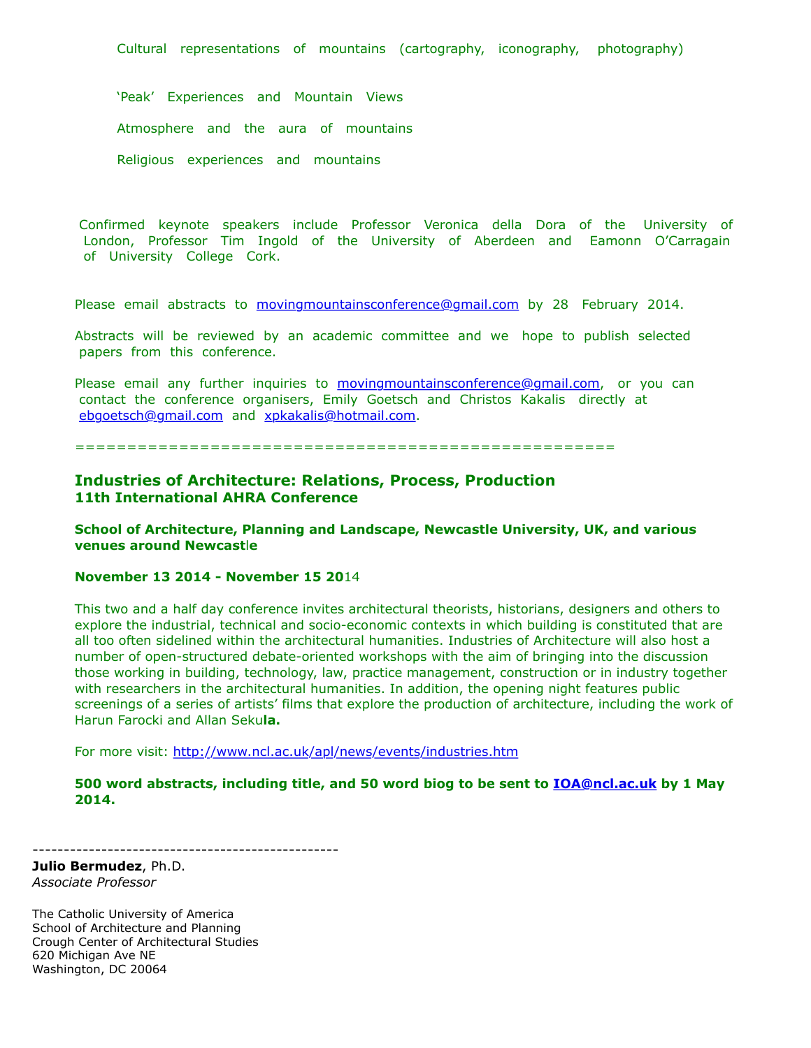Cultural representations of mountains (cartography, iconography, photography)

'Peak' Experiences and Mountain Views

Atmosphere and the aura of mountains

Religious experiences and mountains

Confirmed keynote speakers include Professor Veronica della Dora of the University of London, Professor Tim Ingold of the University of Aberdeen and Eamonn O'Carragain of University College Cork.

Please email abstracts to movingmountainsconference@gmail.com by 28 February 2014.

Abstracts will be reviewed by an academic committee and we hope to publish selected papers from this conference.

Please email any further inquiries to movingmountainsconference@gmail.com, or you can contact the conference organisers, Emily Goetsch and Christos Kakalis directly at ebgoetsch@gmail.com and xpkakalis@hotmail.com.

==================================================

**Industries of Architecture: Relations, Process, Production**
**11th International AHRA Conference**

**School of Architecture, Planning and Landscape, Newcastle University, UK, and various venues around Newcastle**

**November 13 2014 - November 15 2014**

This two and a half day conference invites architectural theorists, historians, designers and others to explore the industrial, technical and socio-economic contexts in which building is constituted that are all too often sidelined within the architectural humanities. Industries of Architecture will also host a number of open-structured debate-oriented workshops with the aim of bringing into the discussion those working in building, technology, law, practice management, construction or in industry together with researchers in the architectural humanities. In addition, the opening night features public screenings of a series of artists' films that explore the production of architecture, including the work of Harun Farocki and Allan Sekula.

For more visit: http://www.ncl.ac.uk/apl/news/events/industries.htm

**500 word abstracts, including title, and 50 word biog to be sent to IOA@ncl.ac.uk by 1 May 2014.**

-------------------------------------------------

**Julio Bermudez**, Ph.D.
*Associate Professor*

The Catholic University of America
School of Architecture and Planning
Crough Center of Architectural Studies
620 Michigan Ave NE
Washington, DC 20064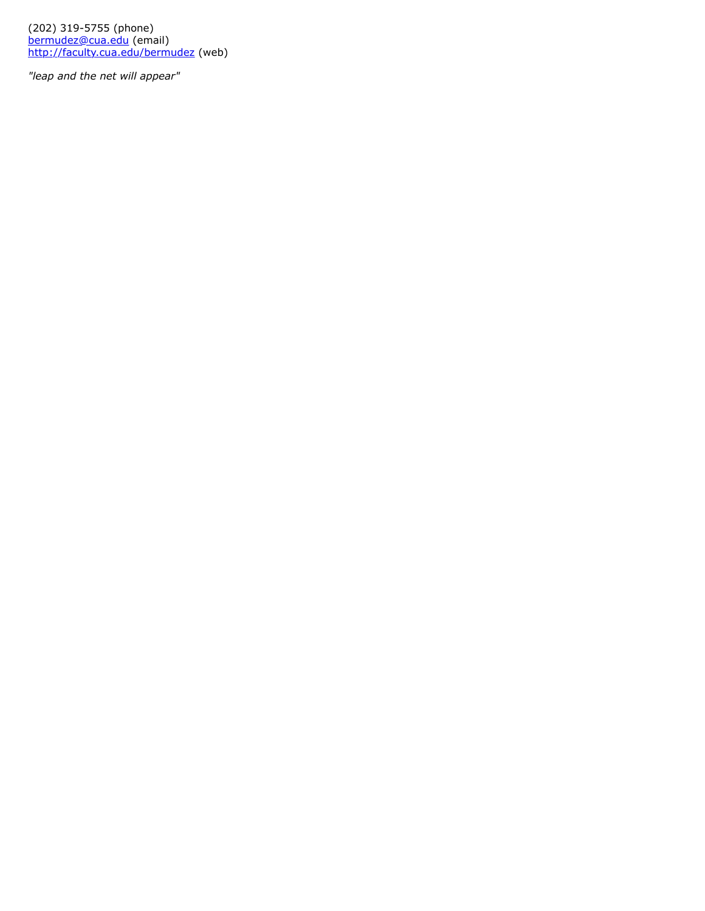(202) 319-5755 (phone)
bermudez@cua.edu (email)
http://faculty.cua.edu/bermudez (web)

*"leap and the net will appear"*